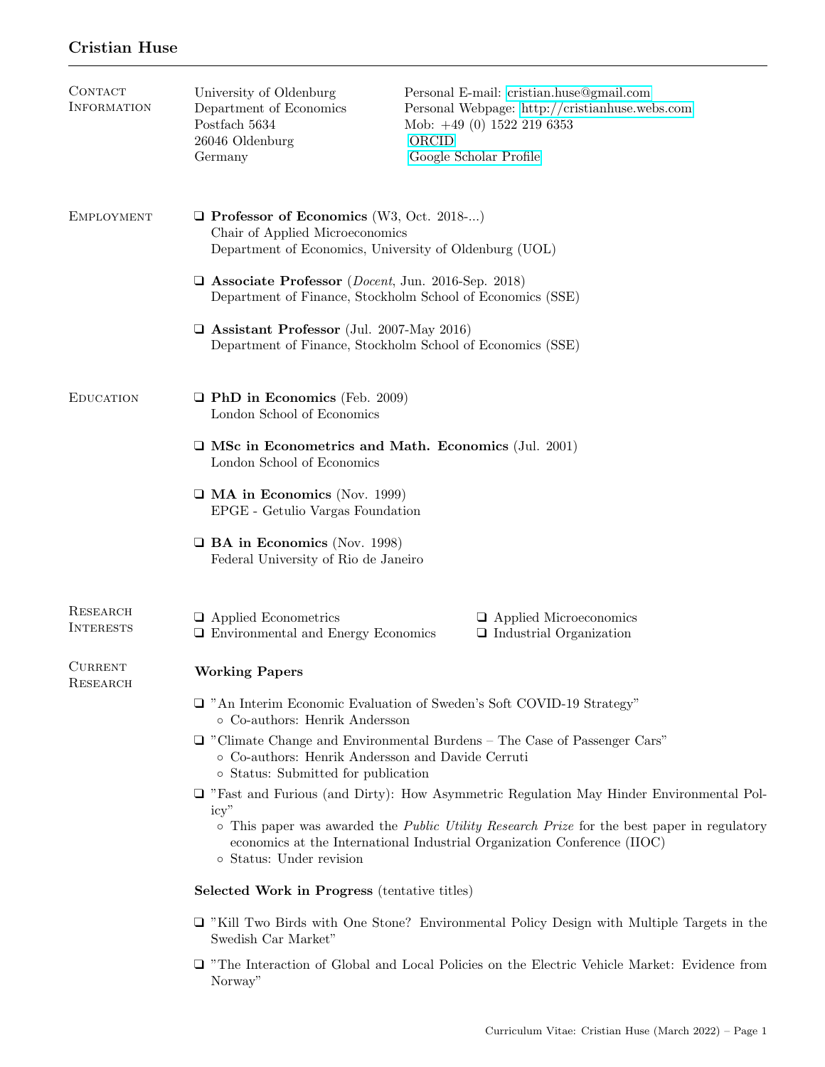# Cristian Huse

## Contact Information

University of Oldenburg
Department of Economics
Postfach 5634
26046 Oldenburg
Germany

Personal E-mail: cristian.huse@gmail.com
Personal Webpage: http://cristianhuse.webs.com
Mob: +49 (0) 1522 219 6353
ORCID
Google Scholar Profile

## Employment

- **Professor of Economics** (W3, Oct. 2018-...)
  Chair of Applied Microeconomics
  Department of Economics, University of Oldenburg (UOL)

- **Associate Professor** (*Docent*, Jun. 2016-Sep. 2018)
  Department of Finance, Stockholm School of Economics (SSE)

- **Assistant Professor** (Jul. 2007-May 2016)
  Department of Finance, Stockholm School of Economics (SSE)

## Education

- **PhD in Economics** (Feb. 2009)
  London School of Economics

- **MSc in Econometrics and Math. Economics** (Jul. 2001)
  London School of Economics

- **MA in Economics** (Nov. 1999)
  EPGE - Getulio Vargas Foundation

- **BA in Economics** (Nov. 1998)
  Federal University of Rio de Janeiro

## Research Interests

- Applied Econometrics
- Applied Microeconomics
- Environmental and Energy Economics
- Industrial Organization

## Current Research

### Working Papers

- "An Interim Economic Evaluation of Sweden's Soft COVID-19 Strategy"
  - Co-authors: Henrik Andersson

- "Climate Change and Environmental Burdens – The Case of Passenger Cars"
  - Co-authors: Henrik Andersson and Davide Cerruti
  - Status: Submitted for publication

- "Fast and Furious (and Dirty): How Asymmetric Regulation May Hinder Environmental Policy"
  - This paper was awarded the *Public Utility Research Prize* for the best paper in regulatory economics at the International Industrial Organization Conference (IIOC)
  - Status: Under revision

### Selected Work in Progress (tentative titles)

- "Kill Two Birds with One Stone? Environmental Policy Design with Multiple Targets in the Swedish Car Market"

- "The Interaction of Global and Local Policies on the Electric Vehicle Market: Evidence from Norway"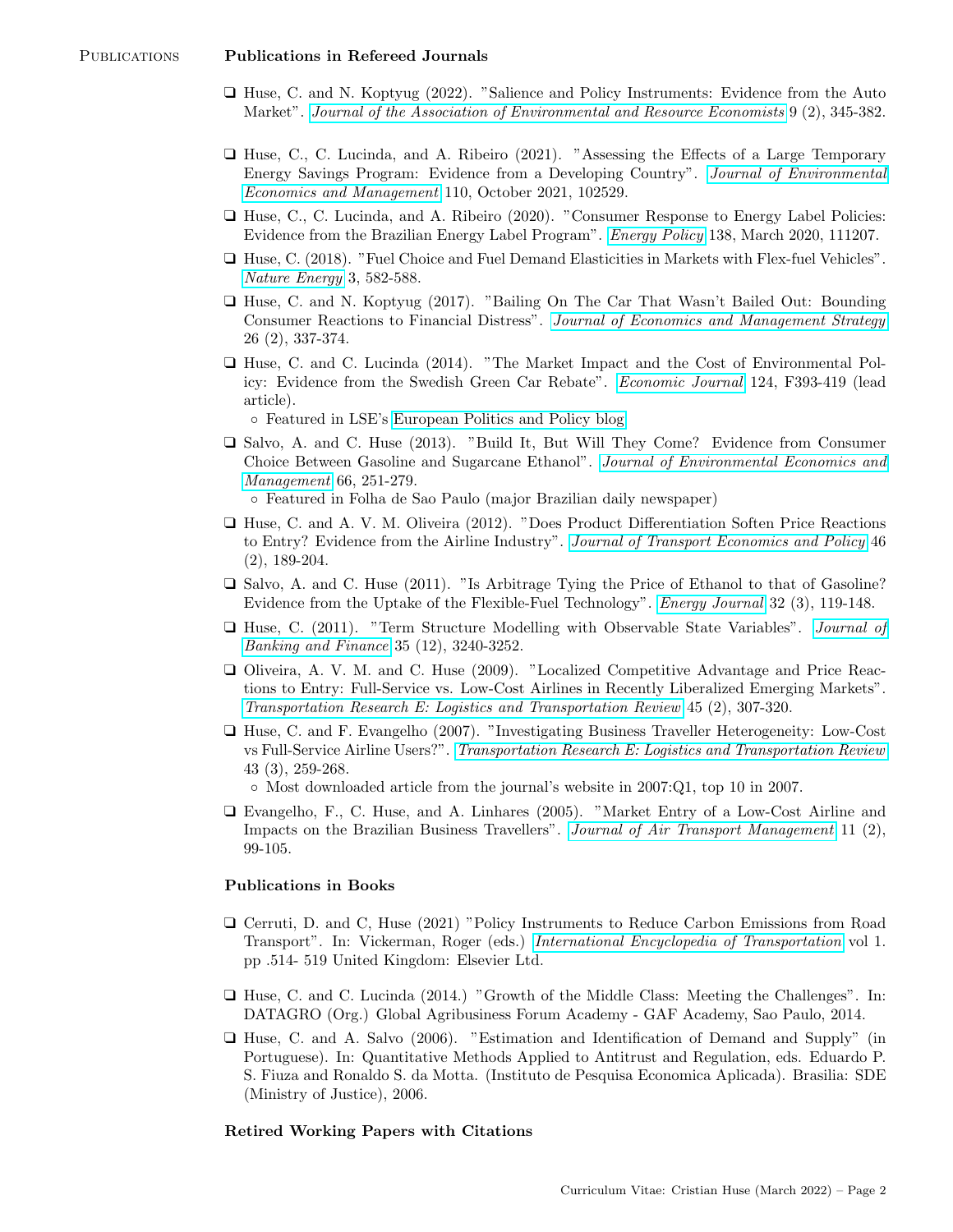Publications

## Publications in Refereed Journals

- Huse, C. and N. Koptyug (2022). "Salience and Policy Instruments: Evidence from the Auto Market". *Journal of the Association of Environmental and Resource Economists* 9 (2), 345-382.
- Huse, C., C. Lucinda, and A. Ribeiro (2021). "Assessing the Effects of a Large Temporary Energy Savings Program: Evidence from a Developing Country". *Journal of Environmental Economics and Management* 110, October 2021, 102529.
- Huse, C., C. Lucinda, and A. Ribeiro (2020). "Consumer Response to Energy Label Policies: Evidence from the Brazilian Energy Label Program". *Energy Policy* 138, March 2020, 111207.
- Huse, C. (2018). "Fuel Choice and Fuel Demand Elasticities in Markets with Flex-fuel Vehicles". *Nature Energy* 3, 582-588.
- Huse, C. and N. Koptyug (2017). "Bailing On The Car That Wasn't Bailed Out: Bounding Consumer Reactions to Financial Distress". *Journal of Economics and Management Strategy* 26 (2), 337-374.
- Huse, C. and C. Lucinda (2014). "The Market Impact and the Cost of Environmental Policy: Evidence from the Swedish Green Car Rebate". *Economic Journal* 124, F393-419 (lead article).
  - Featured in LSE's European Politics and Policy blog
- Salvo, A. and C. Huse (2013). "Build It, But Will They Come? Evidence from Consumer Choice Between Gasoline and Sugarcane Ethanol". *Journal of Environmental Economics and Management* 66, 251-279.
  - Featured in Folha de Sao Paulo (major Brazilian daily newspaper)
- Huse, C. and A. V. M. Oliveira (2012). "Does Product Differentiation Soften Price Reactions to Entry? Evidence from the Airline Industry". *Journal of Transport Economics and Policy* 46 (2), 189-204.
- Salvo, A. and C. Huse (2011). "Is Arbitrage Tying the Price of Ethanol to that of Gasoline? Evidence from the Uptake of the Flexible-Fuel Technology". *Energy Journal* 32 (3), 119-148.
- Huse, C. (2011). "Term Structure Modelling with Observable State Variables". *Journal of Banking and Finance* 35 (12), 3240-3252.
- Oliveira, A. V. M. and C. Huse (2009). "Localized Competitive Advantage and Price Reactions to Entry: Full-Service vs. Low-Cost Airlines in Recently Liberalized Emerging Markets". *Transportation Research E: Logistics and Transportation Review* 45 (2), 307-320.
- Huse, C. and F. Evangelho (2007). "Investigating Business Traveller Heterogeneity: Low-Cost vs Full-Service Airline Users?". *Transportation Research E: Logistics and Transportation Review* 43 (3), 259-268.
  - Most downloaded article from the journal's website in 2007:Q1, top 10 in 2007.
- Evangelho, F., C. Huse, and A. Linhares (2005). "Market Entry of a Low-Cost Airline and Impacts on the Brazilian Business Travellers". *Journal of Air Transport Management* 11 (2), 99-105.

## Publications in Books

- Cerruti, D. and C, Huse (2021) "Policy Instruments to Reduce Carbon Emissions from Road Transport". In: Vickerman, Roger (eds.) *International Encyclopedia of Transportation* vol 1. pp .514- 519 United Kingdom: Elsevier Ltd.
- Huse, C. and C. Lucinda (2014.) "Growth of the Middle Class: Meeting the Challenges". In: DATAGRO (Org.) Global Agribusiness Forum Academy - GAF Academy, Sao Paulo, 2014.
- Huse, C. and A. Salvo (2006). "Estimation and Identification of Demand and Supply" (in Portuguese). In: Quantitative Methods Applied to Antitrust and Regulation, eds. Eduardo P. S. Fiuza and Ronaldo S. da Motta. (Instituto de Pesquisa Economica Aplicada). Brasilia: SDE (Ministry of Justice), 2006.

## Retired Working Papers with Citations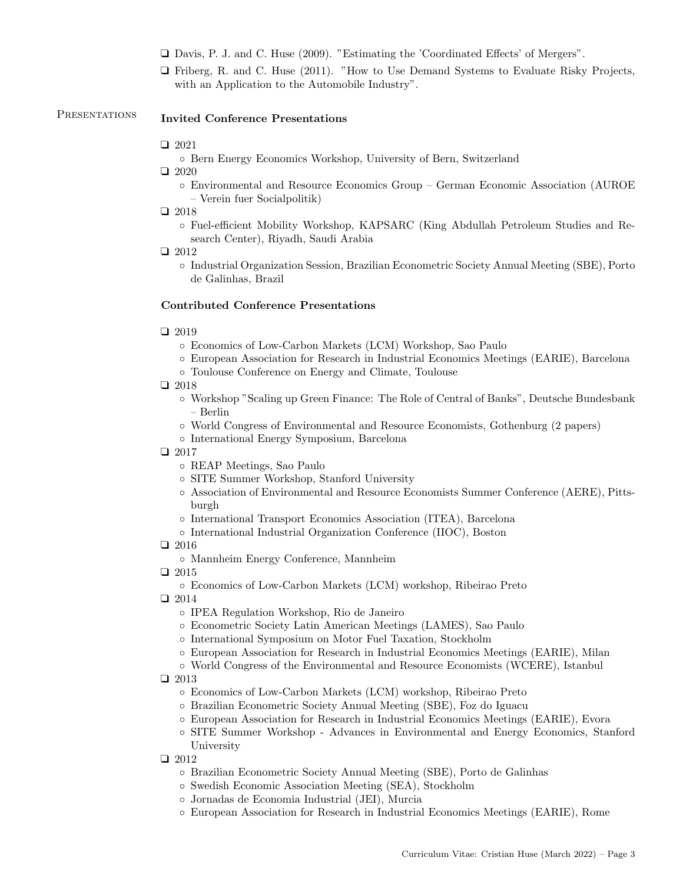- Davis, P. J. and C. Huse (2009). "Estimating the 'Coordinated Effects' of Mergers".
- Friberg, R. and C. Huse (2011). "How to Use Demand Systems to Evaluate Risky Projects, with an Application to the Automobile Industry".

## Presentations

### Invited Conference Presentations

- 2021
  - Bern Energy Economics Workshop, University of Bern, Switzerland
- 2020
  - Environmental and Resource Economics Group – German Economic Association (AUROE – Verein fuer Socialpolitik)
- 2018
  - Fuel-efficient Mobility Workshop, KAPSARC (King Abdullah Petroleum Studies and Research Center), Riyadh, Saudi Arabia
- 2012
  - Industrial Organization Session, Brazilian Econometric Society Annual Meeting (SBE), Porto de Galinhas, Brazil

### Contributed Conference Presentations

- 2019
  - Economics of Low-Carbon Markets (LCM) Workshop, Sao Paulo
  - European Association for Research in Industrial Economics Meetings (EARIE), Barcelona
  - Toulouse Conference on Energy and Climate, Toulouse
- 2018
  - Workshop "Scaling up Green Finance: The Role of Central of Banks", Deutsche Bundesbank – Berlin
  - World Congress of Environmental and Resource Economists, Gothenburg (2 papers)
  - International Energy Symposium, Barcelona
- 2017
  - REAP Meetings, Sao Paulo
  - SITE Summer Workshop, Stanford University
  - Association of Environmental and Resource Economists Summer Conference (AERE), Pittsburgh
  - International Transport Economics Association (ITEA), Barcelona
  - International Industrial Organization Conference (IIOC), Boston
- 2016
  - Mannheim Energy Conference, Mannheim
- 2015
  - Economics of Low-Carbon Markets (LCM) workshop, Ribeirao Preto
- 2014
  - IPEA Regulation Workshop, Rio de Janeiro
  - Econometric Society Latin American Meetings (LAMES), Sao Paulo
  - International Symposium on Motor Fuel Taxation, Stockholm
  - European Association for Research in Industrial Economics Meetings (EARIE), Milan
  - World Congress of the Environmental and Resource Economists (WCERE), Istanbul
- 2013
  - Economics of Low-Carbon Markets (LCM) workshop, Ribeirao Preto
  - Brazilian Econometric Society Annual Meeting (SBE), Foz do Iguacu
  - European Association for Research in Industrial Economics Meetings (EARIE), Evora
  - SITE Summer Workshop - Advances in Environmental and Energy Economics, Stanford University
- 2012
  - Brazilian Econometric Society Annual Meeting (SBE), Porto de Galinhas
  - Swedish Economic Association Meeting (SEA), Stockholm
  - Jornadas de Economia Industrial (JEI), Murcia
  - European Association for Research in Industrial Economics Meetings (EARIE), Rome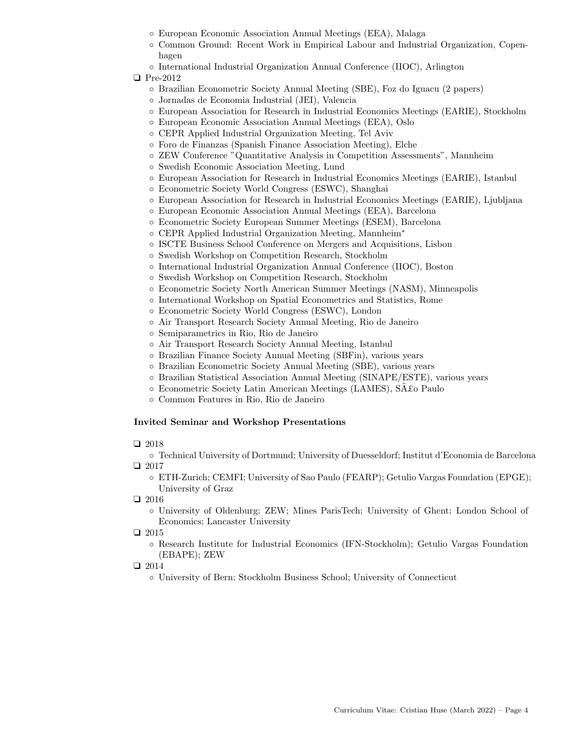- European Economic Association Annual Meetings (EEA), Malaga
- Common Ground: Recent Work in Empirical Labour and Industrial Organization, Copenhagen
- International Industrial Organization Annual Conference (IIOC), Arlington

- Pre-2012
  - Brazilian Econometric Society Annual Meeting (SBE), Foz do Iguacu (2 papers)
  - Jornadas de Economia Industrial (JEI), Valencia
  - European Association for Research in Industrial Economics Meetings (EARIE), Stockholm
  - European Economic Association Annual Meetings (EEA), Oslo
  - CEPR Applied Industrial Organization Meeting, Tel Aviv
  - Foro de Finanzas (Spanish Finance Association Meeting), Elche
  - ZEW Conference "Quantitative Analysis in Competition Assessments", Mannheim
  - Swedish Economic Association Meeting, Lund
  - European Association for Research in Industrial Economics Meetings (EARIE), Istanbul
  - Econometric Society World Congress (ESWC), Shanghai
  - European Association for Research in Industrial Economics Meetings (EARIE), Ljubljana
  - European Economic Association Annual Meetings (EEA), Barcelona
  - Econometric Society European Summer Meetings (ESEM), Barcelona
  - CEPR Applied Industrial Organization Meeting, Mannheim*
  - ISCTE Business School Conference on Mergers and Acquisitions, Lisbon
  - Swedish Workshop on Competition Research, Stockholm
  - International Industrial Organization Annual Conference (IIOC), Boston
  - Swedish Workshop on Competition Research, Stockholm
  - Econometric Society North American Summer Meetings (NASM), Minneapolis
  - International Workshop on Spatial Econometrics and Statistics, Rome
  - Econometric Society World Congress (ESWC), London
  - Air Transport Research Society Annual Meeting, Rio de Janeiro
  - Semiparametrics in Rio, Rio de Janeiro
  - Air Transport Research Society Annual Meeting, Istanbul
  - Brazilian Finance Society Annual Meeting (SBFin), various years
  - Brazilian Econometric Society Annual Meeting (SBE), various years
  - Brazilian Statistical Association Annual Meeting (SINAPE/ESTE), various years
  - Econometric Society Latin American Meetings (LAMES), SÃ£o Paulo
  - Common Features in Rio, Rio de Janeiro

### Invited Seminar and Workshop Presentations

- 2018
  - Technical University of Dortmund; University of Duesseldorf; Institut d'Economia de Barcelona
- 2017
  - ETH-Zurich; CEMFI; University of Sao Paulo (FEARP); Getulio Vargas Foundation (EPGE); University of Graz
- 2016
  - University of Oldenburg; ZEW; Mines ParisTech; University of Ghent; London School of Economics; Lancaster University
- 2015
  - Research Institute for Industrial Economics (IFN-Stockholm); Getulio Vargas Foundation (EBAPE); ZEW
- 2014
  - University of Bern; Stockholm Business School; University of Connecticut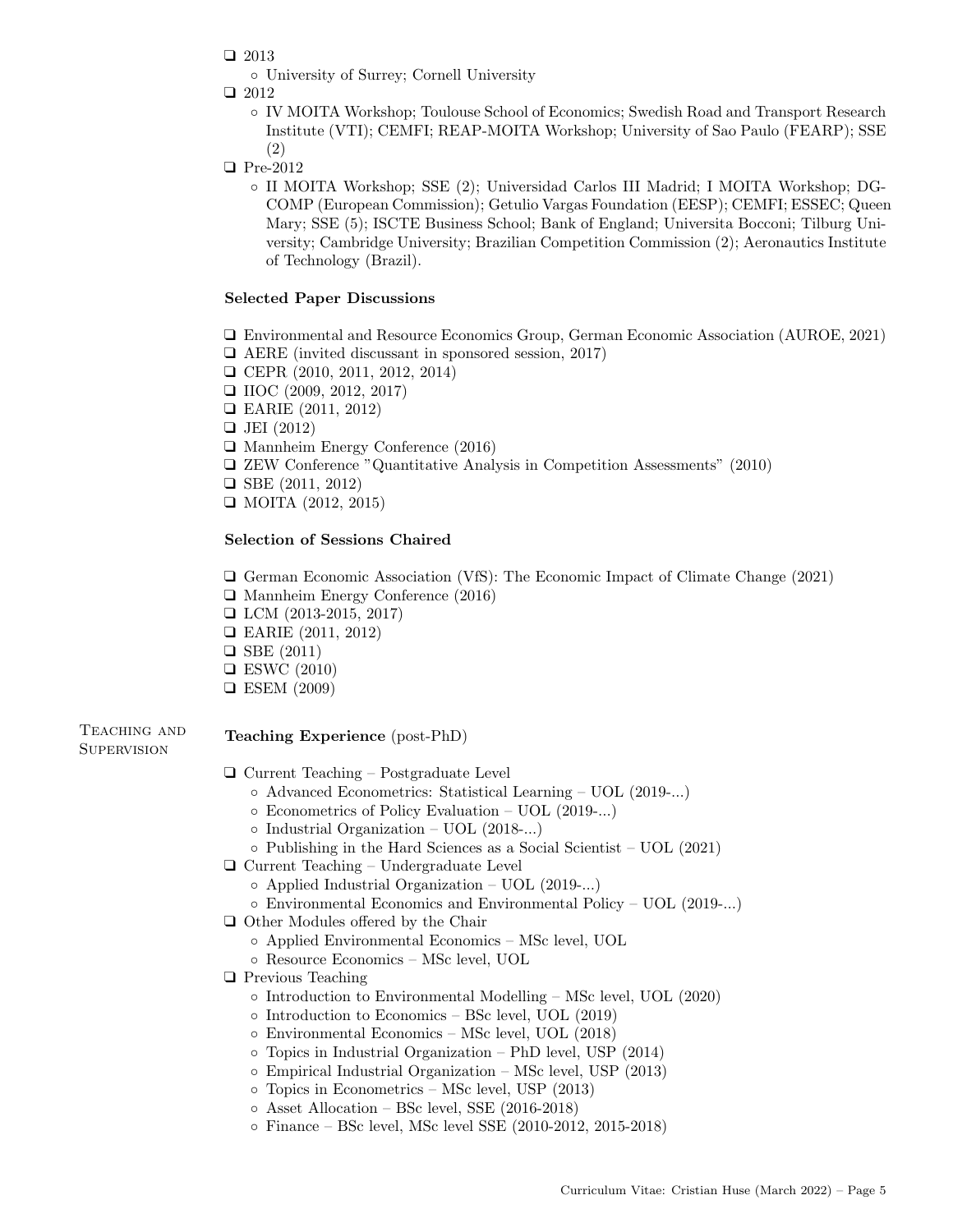- 2013
  - University of Surrey; Cornell University
- 2012
  - IV MOITA Workshop; Toulouse School of Economics; Swedish Road and Transport Research Institute (VTI); CEMFI; REAP-MOITA Workshop; University of Sao Paulo (FEARP); SSE (2)
- Pre-2012
  - II MOITA Workshop; SSE (2); Universidad Carlos III Madrid; I MOITA Workshop; DG-COMP (European Commission); Getulio Vargas Foundation (EESP); CEMFI; ESSEC; Queen Mary; SSE (5); ISCTE Business School; Bank of England; Universita Bocconi; Tilburg University; Cambridge University; Brazilian Competition Commission (2); Aeronautics Institute of Technology (Brazil).

**Selected Paper Discussions**

- Environmental and Resource Economics Group, German Economic Association (AUROE, 2021)
- AERE (invited discussant in sponsored session, 2017)
- CEPR (2010, 2011, 2012, 2014)
- IIOC (2009, 2012, 2017)
- EARIE (2011, 2012)
- JEI (2012)
- Mannheim Energy Conference (2016)
- ZEW Conference "Quantitative Analysis in Competition Assessments" (2010)
- SBE (2011, 2012)
- MOITA (2012, 2015)

**Selection of Sessions Chaired**

- German Economic Association (VfS): The Economic Impact of Climate Change (2021)
- Mannheim Energy Conference (2016)
- LCM (2013-2015, 2017)
- EARIE (2011, 2012)
- SBE (2011)
- ESWC (2010)
- ESEM (2009)

## Teaching and Supervision

**Teaching Experience** (post-PhD)

- Current Teaching – Postgraduate Level
  - Advanced Econometrics: Statistical Learning – UOL (2019-...)
  - Econometrics of Policy Evaluation – UOL (2019-...)
  - Industrial Organization – UOL (2018-...)
  - Publishing in the Hard Sciences as a Social Scientist – UOL (2021)
- Current Teaching – Undergraduate Level
  - Applied Industrial Organization – UOL (2019-...)
  - Environmental Economics and Environmental Policy – UOL (2019-...)
- Other Modules offered by the Chair
  - Applied Environmental Economics – MSc level, UOL
  - Resource Economics – MSc level, UOL
- Previous Teaching
  - Introduction to Environmental Modelling – MSc level, UOL (2020)
  - Introduction to Economics – BSc level, UOL (2019)
  - Environmental Economics – MSc level, UOL (2018)
  - Topics in Industrial Organization – PhD level, USP (2014)
  - Empirical Industrial Organization – MSc level, USP (2013)
  - Topics in Econometrics – MSc level, USP (2013)
  - Asset Allocation – BSc level, SSE (2016-2018)
  - Finance – BSc level, MSc level SSE (2010-2012, 2015-2018)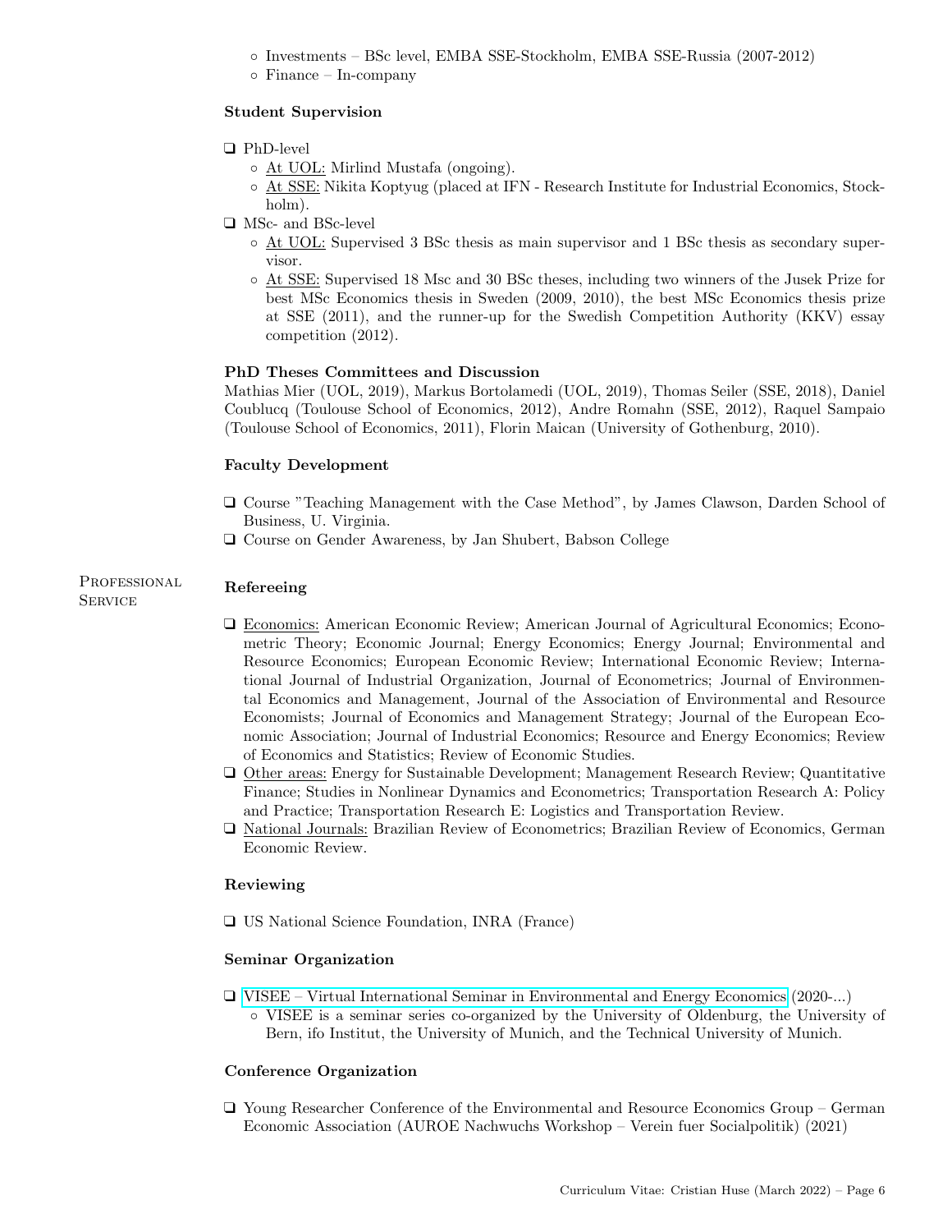- Investments – BSc level, EMBA SSE-Stockholm, EMBA SSE-Russia (2007-2012)
- Finance – In-company

### Student Supervision

- PhD-level
  - <u>At UOL:</u> Mirlind Mustafa (ongoing).
  - <u>At SSE:</u> Nikita Koptyug (placed at IFN - Research Institute for Industrial Economics, Stockholm).
- MSc- and BSc-level
  - <u>At UOL:</u> Supervised 3 BSc thesis as main supervisor and 1 BSc thesis as secondary supervisor.
  - <u>At SSE:</u> Supervised 18 Msc and 30 BSc theses, including two winners of the Jusek Prize for best MSc Economics thesis in Sweden (2009, 2010), the best MSc Economics thesis prize at SSE (2011), and the runner-up for the Swedish Competition Authority (KKV) essay competition (2012).

### PhD Theses Committees and Discussion

Mathias Mier (UOL, 2019), Markus Bortolamedi (UOL, 2019), Thomas Seiler (SSE, 2018), Daniel Coublucq (Toulouse School of Economics, 2012), Andre Romahn (SSE, 2012), Raquel Sampaio (Toulouse School of Economics, 2011), Florin Maican (University of Gothenburg, 2010).

### Faculty Development

- Course "Teaching Management with the Case Method", by James Clawson, Darden School of Business, U. Virginia.
- Course on Gender Awareness, by Jan Shubert, Babson College

## Professional Service

### Refereeing

- <u>Economics:</u> American Economic Review; American Journal of Agricultural Economics; Econometric Theory; Economic Journal; Energy Economics; Energy Journal; Environmental and Resource Economics; European Economic Review; International Economic Review; International Journal of Industrial Organization, Journal of Econometrics; Journal of Environmental Economics and Management, Journal of the Association of Environmental and Resource Economists; Journal of Economics and Management Strategy; Journal of the European Economic Association; Journal of Industrial Economics; Resource and Energy Economics; Review of Economics and Statistics; Review of Economic Studies.
- <u>Other areas:</u> Energy for Sustainable Development; Management Research Review; Quantitative Finance; Studies in Nonlinear Dynamics and Econometrics; Transportation Research A: Policy and Practice; Transportation Research E: Logistics and Transportation Review.
- <u>National Journals:</u> Brazilian Review of Econometrics; Brazilian Review of Economics, German Economic Review.

### Reviewing

- US National Science Foundation, INRA (France)

### Seminar Organization

- VISEE – Virtual International Seminar in Environmental and Energy Economics (2020-...)
  - VISEE is a seminar series co-organized by the University of Oldenburg, the University of Bern, ifo Institut, the University of Munich, and the Technical University of Munich.

### Conference Organization

- Young Researcher Conference of the Environmental and Resource Economics Group – German Economic Association (AUROE Nachwuchs Workshop – Verein fuer Socialpolitik) (2021)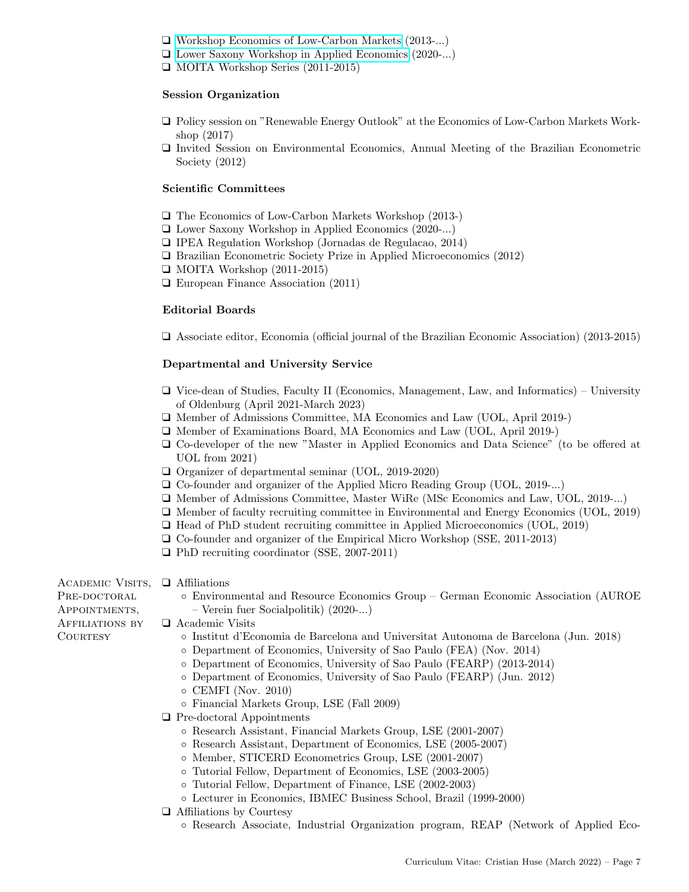- Workshop Economics of Low-Carbon Markets (2013-...)
- Lower Saxony Workshop in Applied Economics (2020-...)
- MOITA Workshop Series (2011-2015)

### Session Organization

- Policy session on "Renewable Energy Outlook" at the Economics of Low-Carbon Markets Workshop (2017)
- Invited Session on Environmental Economics, Annual Meeting of the Brazilian Econometric Society (2012)

### Scientific Committees

- The Economics of Low-Carbon Markets Workshop (2013-)
- Lower Saxony Workshop in Applied Economics (2020-...)
- IPEA Regulation Workshop (Jornadas de Regulacao, 2014)
- Brazilian Econometric Society Prize in Applied Microeconomics (2012)
- MOITA Workshop (2011-2015)
- European Finance Association (2011)

### Editorial Boards

- Associate editor, Economia (official journal of the Brazilian Economic Association) (2013-2015)

### Departmental and University Service

- Vice-dean of Studies, Faculty II (Economics, Management, Law, and Informatics) – University of Oldenburg (April 2021-March 2023)
- Member of Admissions Committee, MA Economics and Law (UOL, April 2019-)
- Member of Examinations Board, MA Economics and Law (UOL, April 2019-)
- Co-developer of the new "Master in Applied Economics and Data Science" (to be offered at UOL from 2021)
- Organizer of departmental seminar (UOL, 2019-2020)
- Co-founder and organizer of the Applied Micro Reading Group (UOL, 2019-...)
- Member of Admissions Committee, Master WiRe (MSc Economics and Law, UOL, 2019-...)
- Member of faculty recruiting committee in Environmental and Energy Economics (UOL, 2019)
- Head of PhD student recruiting committee in Applied Microeconomics (UOL, 2019)
- Co-founder and organizer of the Empirical Micro Workshop (SSE, 2011-2013)
- PhD recruiting coordinator (SSE, 2007-2011)

## Academic Visits, Pre-doctoral Appointments, Affiliations by Courtesy

- Affiliations
  - Environmental and Resource Economics Group – German Economic Association (AUROE – Verein fuer Socialpolitik) (2020-...)
- Academic Visits
  - Institut d'Economia de Barcelona and Universitat Autonoma de Barcelona (Jun. 2018)
  - Department of Economics, University of Sao Paulo (FEA) (Nov. 2014)
  - Department of Economics, University of Sao Paulo (FEARP) (2013-2014)
  - Department of Economics, University of Sao Paulo (FEARP) (Jun. 2012)
  - CEMFI (Nov. 2010)
  - Financial Markets Group, LSE (Fall 2009)
- Pre-doctoral Appointments
  - Research Assistant, Financial Markets Group, LSE (2001-2007)
  - Research Assistant, Department of Economics, LSE (2005-2007)
  - Member, STICERD Econometrics Group, LSE (2001-2007)
  - Tutorial Fellow, Department of Economics, LSE (2003-2005)
  - Tutorial Fellow, Department of Finance, LSE (2002-2003)
  - Lecturer in Economics, IBMEC Business School, Brazil (1999-2000)
- Affiliations by Courtesy
  - Research Associate, Industrial Organization program, REAP (Network of Applied Eco-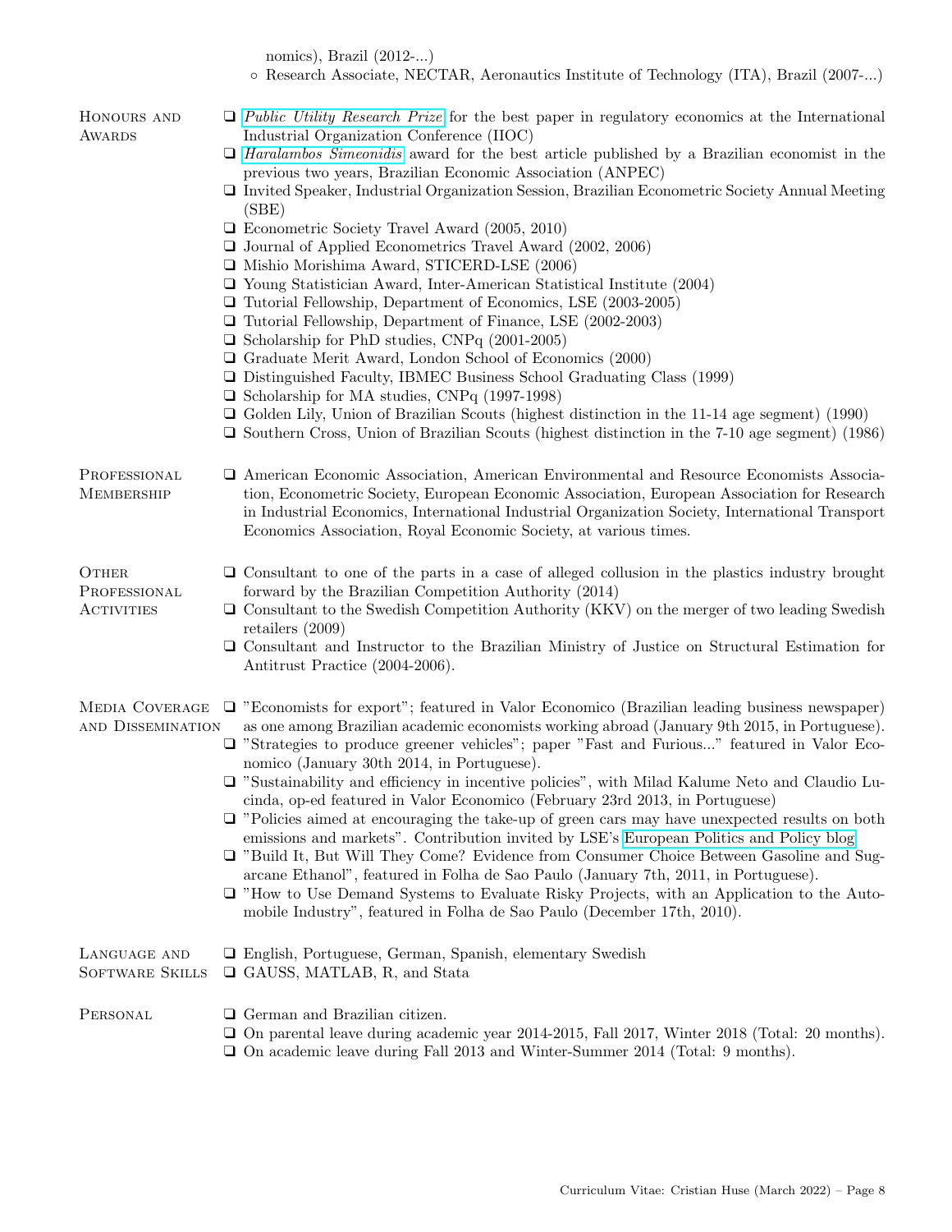nomics), Brazil (2012-...)

- Research Associate, NECTAR, Aeronautics Institute of Technology (ITA), Brazil (2007-...)

**Honours and Awards**

- *Public Utility Research Prize* for the best paper in regulatory economics at the International Industrial Organization Conference (IIOC)
- *Haralambos Simeonidis* award for the best article published by a Brazilian economist in the previous two years, Brazilian Economic Association (ANPEC)
- Invited Speaker, Industrial Organization Session, Brazilian Econometric Society Annual Meeting (SBE)
- Econometric Society Travel Award (2005, 2010)
- Journal of Applied Econometrics Travel Award (2002, 2006)
- Mishio Morishima Award, STICERD-LSE (2006)
- Young Statistician Award, Inter-American Statistical Institute (2004)
- Tutorial Fellowship, Department of Economics, LSE (2003-2005)
- Tutorial Fellowship, Department of Finance, LSE (2002-2003)
- Scholarship for PhD studies, CNPq (2001-2005)
- Graduate Merit Award, London School of Economics (2000)
- Distinguished Faculty, IBMEC Business School Graduating Class (1999)
- Scholarship for MA studies, CNPq (1997-1998)
- Golden Lily, Union of Brazilian Scouts (highest distinction in the 11-14 age segment) (1990)
- Southern Cross, Union of Brazilian Scouts (highest distinction in the 7-10 age segment) (1986)

**Professional Membership**

- American Economic Association, American Environmental and Resource Economists Association, Econometric Society, European Economic Association, European Association for Research in Industrial Economics, International Industrial Organization Society, International Transport Economics Association, Royal Economic Society, at various times.

**Other Professional Activities**

- Consultant to one of the parts in a case of alleged collusion in the plastics industry brought forward by the Brazilian Competition Authority (2014)
- Consultant to the Swedish Competition Authority (KKV) on the merger of two leading Swedish retailers (2009)
- Consultant and Instructor to the Brazilian Ministry of Justice on Structural Estimation for Antitrust Practice (2004-2006).

**Media Coverage and Dissemination**

- "Economists for export"; featured in Valor Economico (Brazilian leading business newspaper) as one among Brazilian academic economists working abroad (January 9th 2015, in Portuguese).
- "Strategies to produce greener vehicles"; paper "Fast and Furious..." featured in Valor Economico (January 30th 2014, in Portuguese).
- "Sustainability and efficiency in incentive policies", with Milad Kalume Neto and Claudio Lucinda, op-ed featured in Valor Economico (February 23rd 2013, in Portuguese)
- "Policies aimed at encouraging the take-up of green cars may have unexpected results on both emissions and markets". Contribution invited by LSE's European Politics and Policy blog
- "Build It, But Will They Come? Evidence from Consumer Choice Between Gasoline and Sugarcane Ethanol", featured in Folha de Sao Paulo (January 7th, 2011, in Portuguese).
- "How to Use Demand Systems to Evaluate Risky Projects, with an Application to the Automobile Industry", featured in Folha de Sao Paulo (December 17th, 2010).

**Language and Software Skills**

- English, Portuguese, German, Spanish, elementary Swedish
- GAUSS, MATLAB, R, and Stata

**Personal**

- German and Brazilian citizen.
- On parental leave during academic year 2014-2015, Fall 2017, Winter 2018 (Total: 20 months).
- On academic leave during Fall 2013 and Winter-Summer 2014 (Total: 9 months).